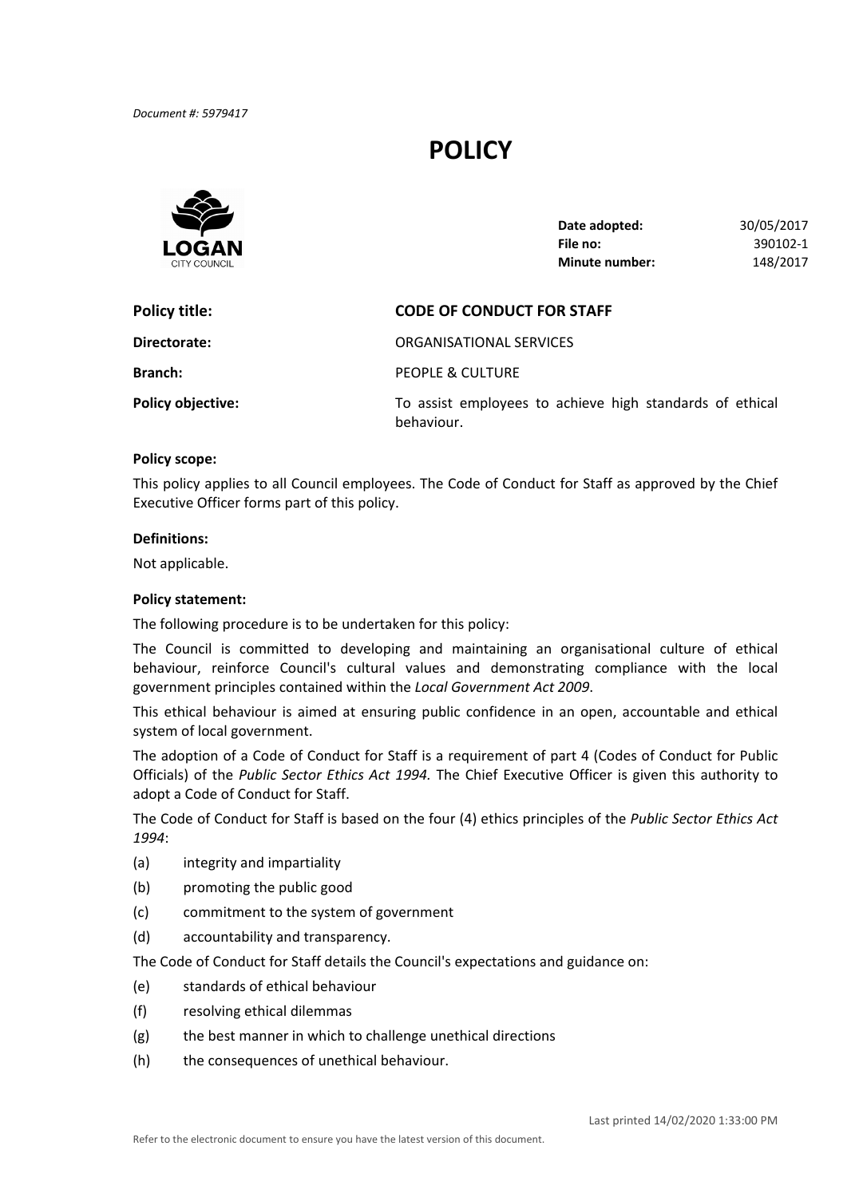*Document #: 5979417*

# POLICY

LOGAN CITY COUNCIL

| | |
|---|---|
| **Date adopted:** | 30/05/2017 |
| **File no:** | 390102-1 |
| **Minute number:** | 148/2017 |

| | |
|---|---|
| **Policy title:** | **CODE OF CONDUCT FOR STAFF** |
| **Directorate:** | ORGANISATIONAL SERVICES |
| **Branch:** | PEOPLE & CULTURE |
| **Policy objective:** | To assist employees to achieve high standards of ethical behaviour. |

**Policy scope:**

This policy applies to all Council employees. The Code of Conduct for Staff as approved by the Chief Executive Officer forms part of this policy.

**Definitions:**

Not applicable.

**Policy statement:**

The following procedure is to be undertaken for this policy:

The Council is committed to developing and maintaining an organisational culture of ethical behaviour, reinforce Council's cultural values and demonstrating compliance with the local government principles contained within the *Local Government Act 2009*.

This ethical behaviour is aimed at ensuring public confidence in an open, accountable and ethical system of local government.

The adoption of a Code of Conduct for Staff is a requirement of part 4 (Codes of Conduct for Public Officials) of the *Public Sector Ethics Act 1994.* The Chief Executive Officer is given this authority to adopt a Code of Conduct for Staff.

The Code of Conduct for Staff is based on the four (4) ethics principles of the *Public Sector Ethics Act 1994*:

(a) integrity and impartiality

(b) promoting the public good

(c) commitment to the system of government

(d) accountability and transparency.

The Code of Conduct for Staff details the Council's expectations and guidance on:

(e) standards of ethical behaviour

(f) resolving ethical dilemmas

(g) the best manner in which to challenge unethical directions

(h) the consequences of unethical behaviour.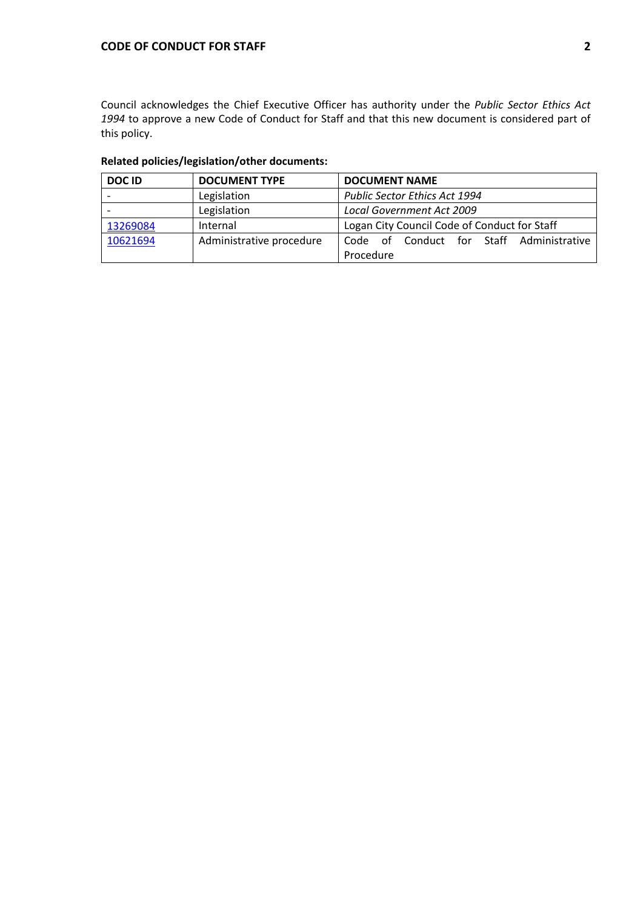Council acknowledges the Chief Executive Officer has authority under the *Public Sector Ethics Act 1994* to approve a new Code of Conduct for Staff and that this new document is considered part of this policy.

**Related policies/legislation/other documents:**

| DOC ID | DOCUMENT TYPE | DOCUMENT NAME |
|---|---|---|
| - | Legislation | *Public Sector Ethics Act 1994* |
| - | Legislation | *Local Government Act 2009* |
| 13269084 | Internal | Logan City Council Code of Conduct for Staff |
| 10621694 | Administrative procedure | Code of Conduct for Staff Administrative Procedure |